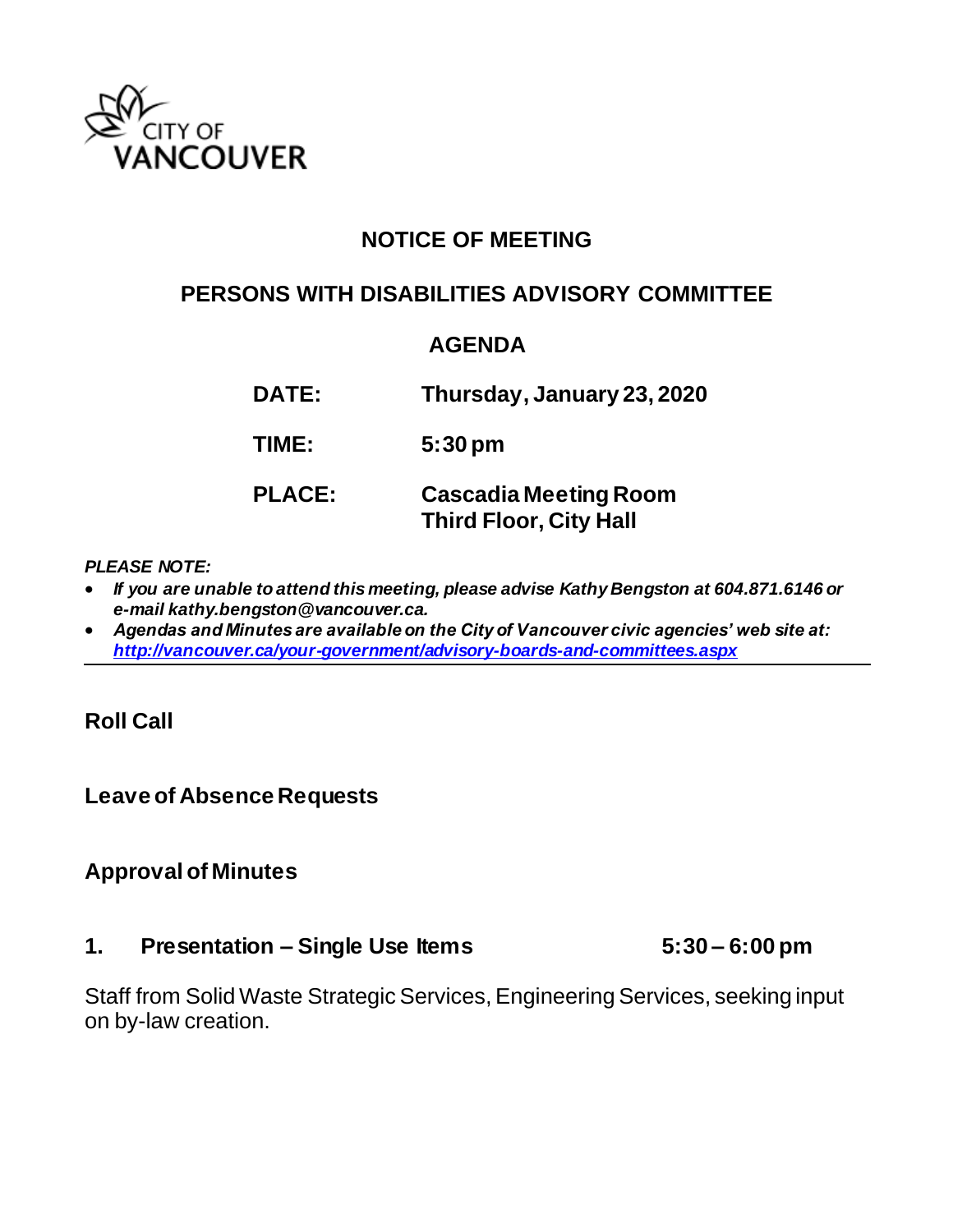CITY OF VANCOUVER

# NOTICE OF MEETING

## PERSONS WITH DISABILITIES ADVISORY COMMITTEE

## AGENDA

**DATE:** **Thursday, January 23, 2020**

**TIME:** **5:30 pm**

**PLACE:** **Cascadia Meeting Room**
**Third Floor, City Hall**

***PLEASE NOTE:***

- ***If you are unable to attend this meeting, please advise Kathy Bengston at 604.871.6146 or e-mail kathy.bengston@vancouver.ca.***
- ***Agendas and Minutes are available on the City of Vancouver civic agencies' web site at: http://vancouver.ca/your-government/advisory-boards-and-committees.aspx***

---

## Roll Call

## Leave of Absence Requests

## Approval of Minutes

## 1. Presentation – Single Use Items 5:30 – 6:00 pm

Staff from Solid Waste Strategic Services, Engineering Services, seeking input on by-law creation.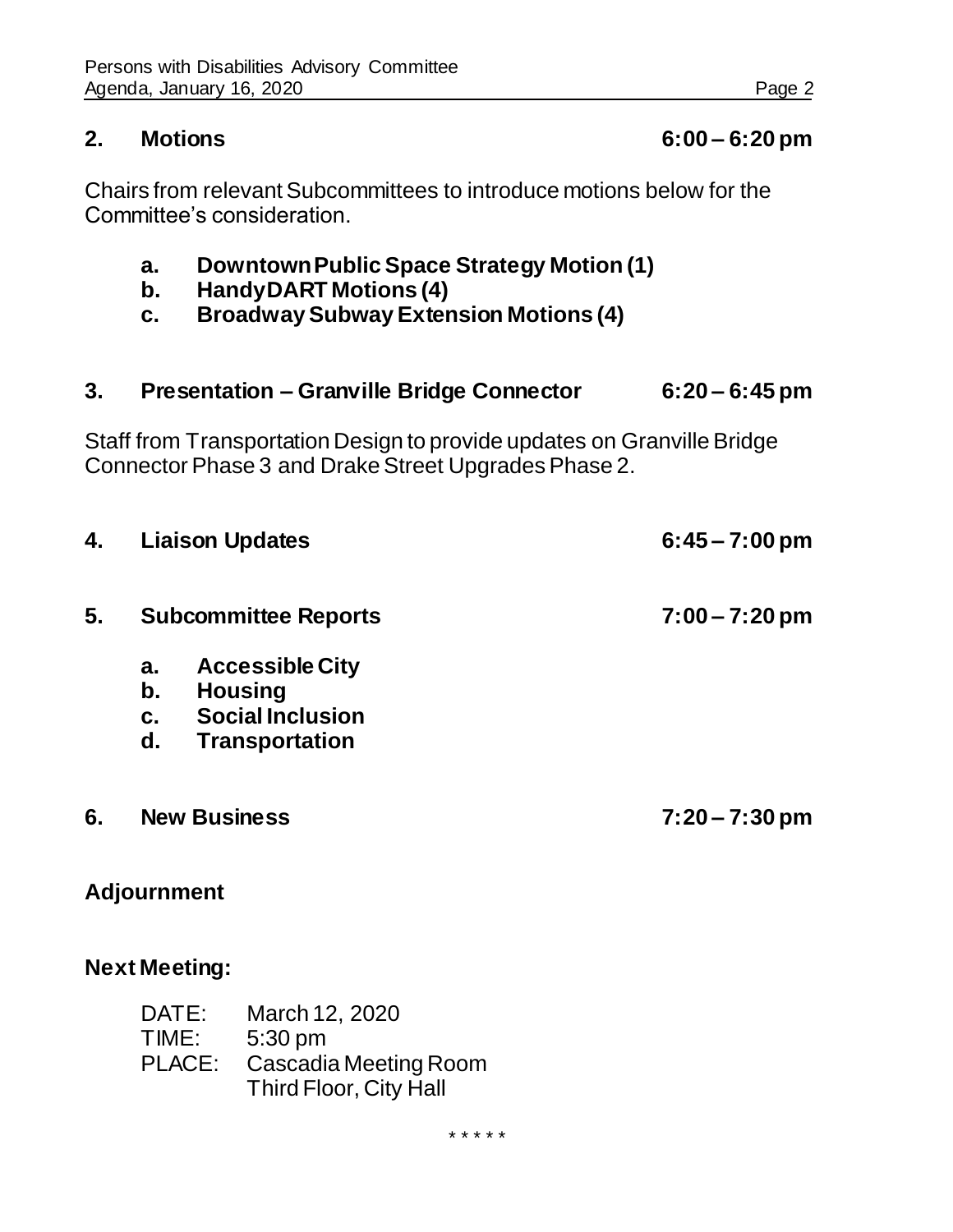## 2. Motions 6:00 – 6:20 pm

Chairs from relevant Subcommittees to introduce motions below for the Committee's consideration.

- **a. Downtown Public Space Strategy Motion (1)**
- **b. HandyDART Motions (4)**
- **c. Broadway Subway Extension Motions (4)**

## 3. Presentation – Granville Bridge Connector 6:20 – 6:45 pm

Staff from Transportation Design to provide updates on Granville Bridge Connector Phase 3 and Drake Street Upgrades Phase 2.

## 4. Liaison Updates 6:45 – 7:00 pm

## 5. Subcommittee Reports 7:00 – 7:20 pm

- **a. Accessible City**
- **b. Housing**
- **c. Social Inclusion**
- **d. Transportation**

## 6. New Business 7:20 – 7:30 pm

## Adjournment

## Next Meeting:

DATE: March 12, 2020
TIME: 5:30 pm
PLACE: Cascadia Meeting Room
Third Floor, City Hall

* * * * *